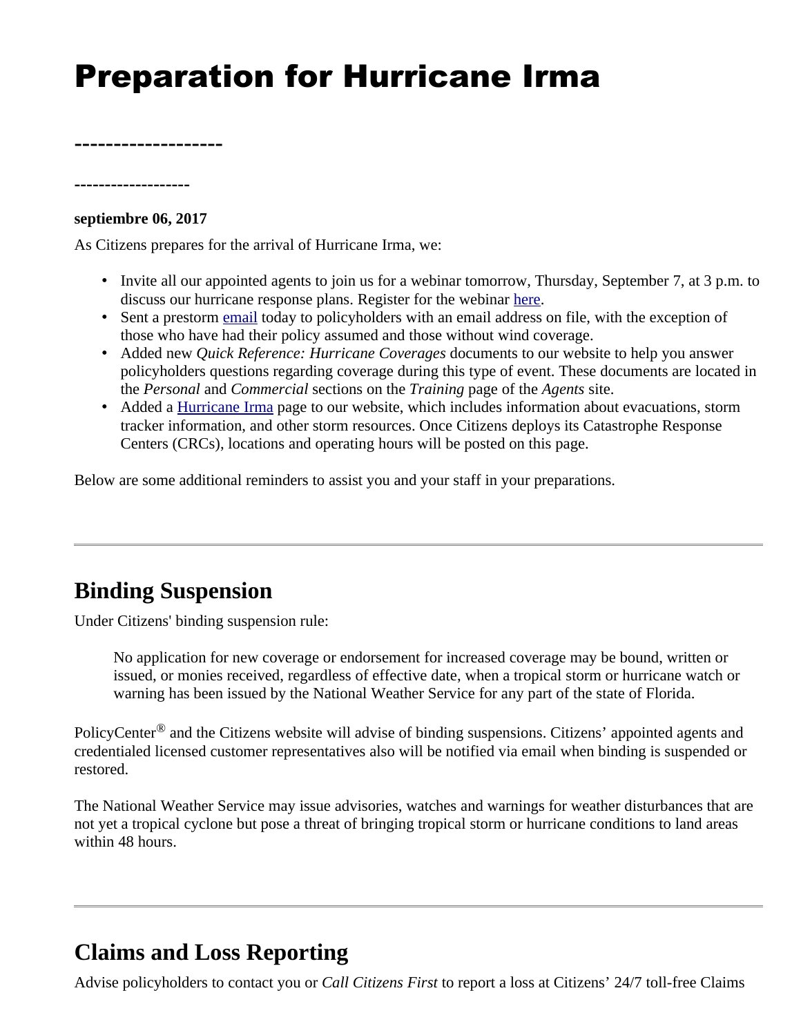# Preparation for Hurricane Irma

-------------------

-------------------

**septiembre 06, 2017**

As Citizens prepares for the arrival of Hurricane Irma, we:

- Invite all our appointed agents to join us for a webinar tomorrow, Thursday, September 7, at 3 p.m. to discuss our hurricane response plans. Register for the webinar here.
- Sent a prestorm email today to policyholders with an email address on file, with the exception of those who have had their policy assumed and those without wind coverage.
- Added new *Quick Reference: Hurricane Coverages* documents to our website to help you answer policyholders questions regarding coverage during this type of event. These documents are located in the *Personal* and *Commercial* sections on the *Training* page of the *Agents* site.
- Added a Hurricane Irma page to our website, which includes information about evacuations, storm tracker information, and other storm resources. Once Citizens deploys its Catastrophe Response Centers (CRCs), locations and operating hours will be posted on this page.

Below are some additional reminders to assist you and your staff in your preparations.

---

## Binding Suspension

Under Citizens' binding suspension rule:

> No application for new coverage or endorsement for increased coverage may be bound, written or issued, or monies received, regardless of effective date, when a tropical storm or hurricane watch or warning has been issued by the National Weather Service for any part of the state of Florida.

PolicyCenter® and the Citizens website will advise of binding suspensions. Citizens' appointed agents and credentialed licensed customer representatives also will be notified via email when binding is suspended or restored.

The National Weather Service may issue advisories, watches and warnings for weather disturbances that are not yet a tropical cyclone but pose a threat of bringing tropical storm or hurricane conditions to land areas within 48 hours.

---

## Claims and Loss Reporting

Advise policyholders to contact you or *Call Citizens First* to report a loss at Citizens' 24/7 toll-free Claims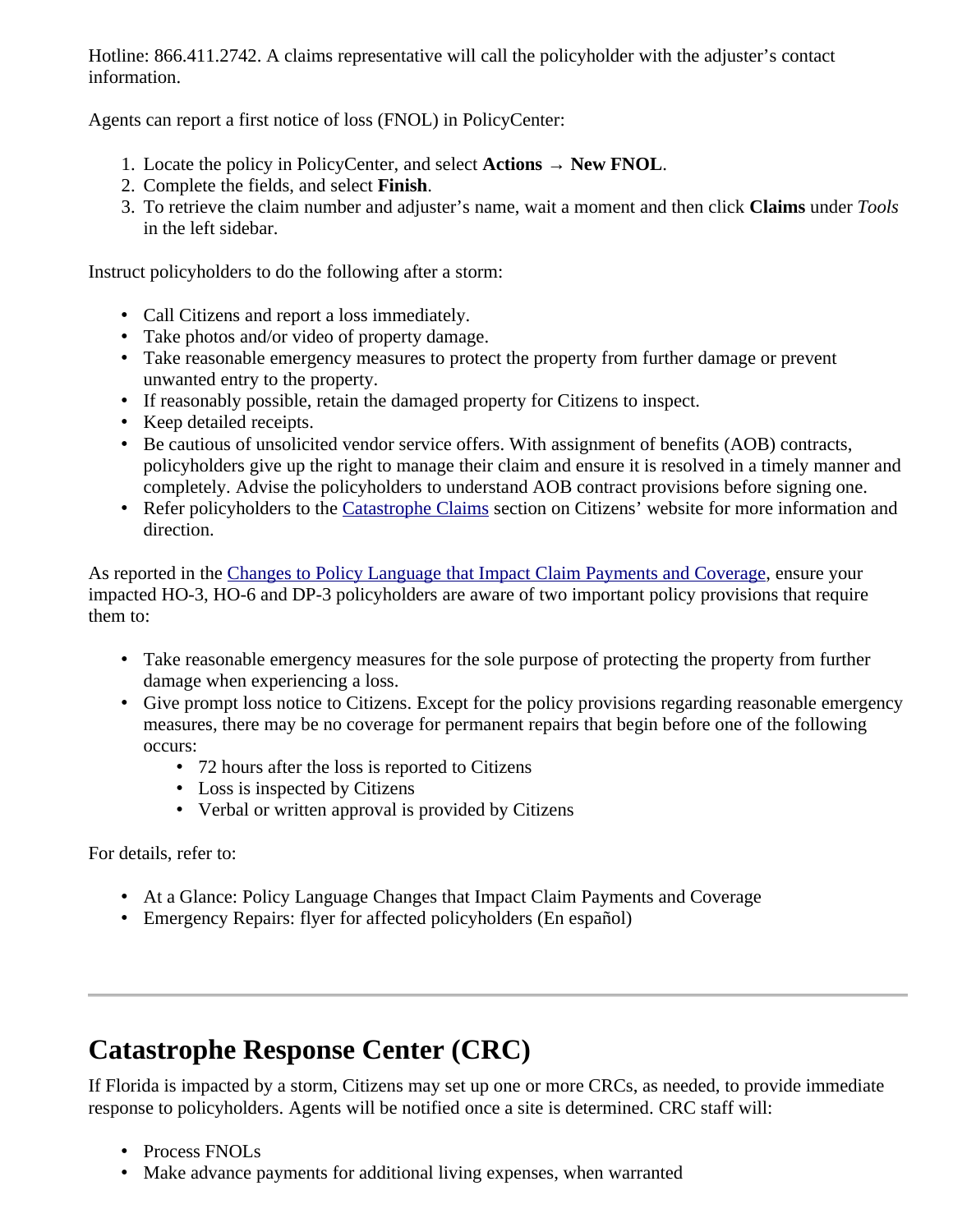Hotline: 866.411.2742. A claims representative will call the policyholder with the adjuster's contact information.

Agents can report a first notice of loss (FNOL) in PolicyCenter:

1. Locate the policy in PolicyCenter, and select **Actions → New FNOL**.
2. Complete the fields, and select **Finish**.
3. To retrieve the claim number and adjuster's name, wait a moment and then click **Claims** under *Tools* in the left sidebar.

Instruct policyholders to do the following after a storm:

- Call Citizens and report a loss immediately.
- Take photos and/or video of property damage.
- Take reasonable emergency measures to protect the property from further damage or prevent unwanted entry to the property.
- If reasonably possible, retain the damaged property for Citizens to inspect.
- Keep detailed receipts.
- Be cautious of unsolicited vendor service offers. With assignment of benefits (AOB) contracts, policyholders give up the right to manage their claim and ensure it is resolved in a timely manner and completely. Advise the policyholders to understand AOB contract provisions before signing one.
- Refer policyholders to the Catastrophe Claims section on Citizens' website for more information and direction.

As reported in the Changes to Policy Language that Impact Claim Payments and Coverage, ensure your impacted HO-3, HO-6 and DP-3 policyholders are aware of two important policy provisions that require them to:

- Take reasonable emergency measures for the sole purpose of protecting the property from further damage when experiencing a loss.
- Give prompt loss notice to Citizens. Except for the policy provisions regarding reasonable emergency measures, there may be no coverage for permanent repairs that begin before one of the following occurs:
  - 72 hours after the loss is reported to Citizens
  - Loss is inspected by Citizens
  - Verbal or written approval is provided by Citizens

For details, refer to:

- At a Glance: Policy Language Changes that Impact Claim Payments and Coverage
- Emergency Repairs: flyer for affected policyholders (En español)

---

# Catastrophe Response Center (CRC)

If Florida is impacted by a storm, Citizens may set up one or more CRCs, as needed, to provide immediate response to policyholders. Agents will be notified once a site is determined. CRC staff will:

- Process FNOLs
- Make advance payments for additional living expenses, when warranted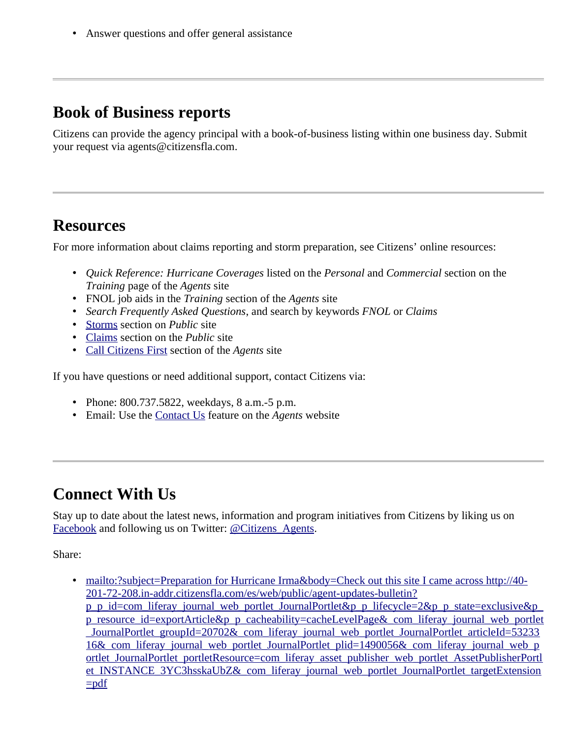- Answer questions and offer general assistance

---

## Book of Business reports

Citizens can provide the agency principal with a book-of-business listing within one business day. Submit your request via agents@citizensfla.com.

---

## Resources

For more information about claims reporting and storm preparation, see Citizens' online resources:

- *Quick Reference: Hurricane Coverages* listed on the *Personal* and *Commercial* section on the *Training* page of the *Agents* site
- FNOL job aids in the *Training* section of the *Agents* site
- *Search Frequently Asked Questions*, and search by keywords *FNOL* or *Claims*
- Storms section on *Public* site
- Claims section on the *Public* site
- Call Citizens First section of the *Agents* site

If you have questions or need additional support, contact Citizens via:

- Phone: 800.737.5822, weekdays, 8 a.m.-5 p.m.
- Email: Use the Contact Us feature on the *Agents* website

---

## Connect With Us

Stay up to date about the latest news, information and program initiatives from Citizens by liking us on Facebook and following us on Twitter: @Citizens_Agents.

Share:

- mailto:?subject=Preparation for Hurricane Irma&body=Check out this site I came across http://40-201-72-208.in-addr.citizensfla.com/es/web/public/agent-updates-bulletin?p_p_id=com_liferay_journal_web_portlet_JournalPortlet&p_p_lifecycle=2&p_p_state=exclusive&p_p_resource_id=exportArticle&p_p_cacheability=cacheLevelPage&_com_liferay_journal_web_portlet_JournalPortlet_groupId=20702&_com_liferay_journal_web_portlet_JournalPortlet_articleId=5323316&_com_liferay_journal_web_portlet_JournalPortlet_plid=1490056&_com_liferay_journal_web_portlet_JournalPortlet_portletResource=com_liferay_asset_publisher_web_portlet_AssetPublisherPortlet_INSTANCE_3YC3hsskaUbZ&_com_liferay_journal_web_portlet_JournalPortlet_targetExtension=pdf